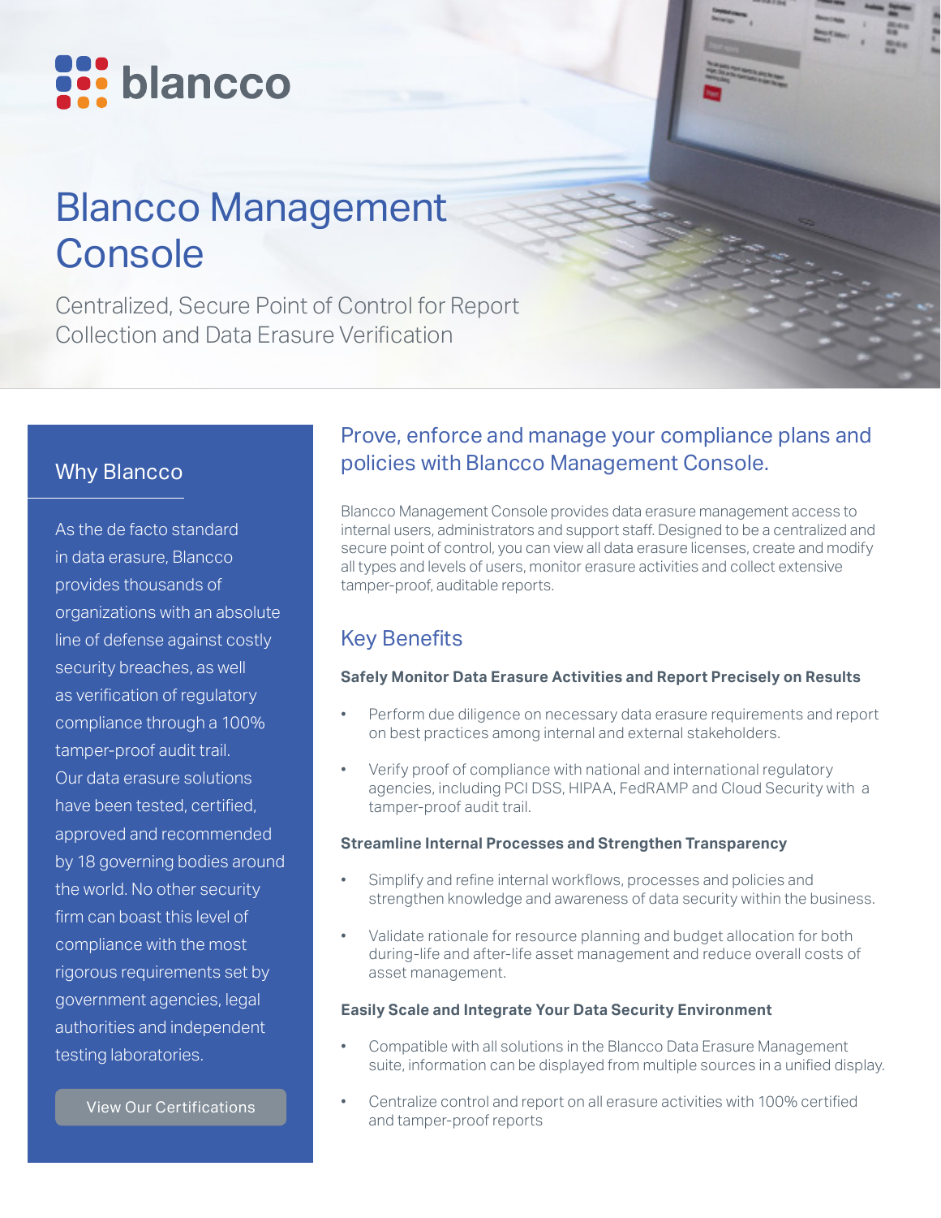blancco

# Blancco Management Console

Centralized, Secure Point of Control for Report Collection and Data Erasure Verification

## Why Blancco

As the de facto standard in data erasure, Blancco provides thousands of organizations with an absolute line of defense against costly security breaches, as well as verification of regulatory compliance through a 100% tamper-proof audit trail. Our data erasure solutions have been tested, certified, approved and recommended by 18 governing bodies around the world. No other security firm can boast this level of compliance with the most rigorous requirements set by government agencies, legal authorities and independent testing laboratories.

View Our Certifications

## Prove, enforce and manage your compliance plans and policies with Blancco Management Console.

Blancco Management Console provides data erasure management access to internal users, administrators and support staff. Designed to be a centralized and secure point of control, you can view all data erasure licenses, create and modify all types and levels of users, monitor erasure activities and collect extensive tamper-proof, auditable reports.

## Key Benefits

**Safely Monitor Data Erasure Activities and Report Precisely on Results**

- Perform due diligence on necessary data erasure requirements and report on best practices among internal and external stakeholders.
- Verify proof of compliance with national and international regulatory agencies, including PCI DSS, HIPAA, FedRAMP and Cloud Security with a tamper-proof audit trail.

**Streamline Internal Processes and Strengthen Transparency**

- Simplify and refine internal workflows, processes and policies and strengthen knowledge and awareness of data security within the business.
- Validate rationale for resource planning and budget allocation for both during-life and after-life asset management and reduce overall costs of asset management.

**Easily Scale and Integrate Your Data Security Environment**

- Compatible with all solutions in the Blancco Data Erasure Management suite, information can be displayed from multiple sources in a unified display.
- Centralize control and report on all erasure activities with 100% certified and tamper-proof reports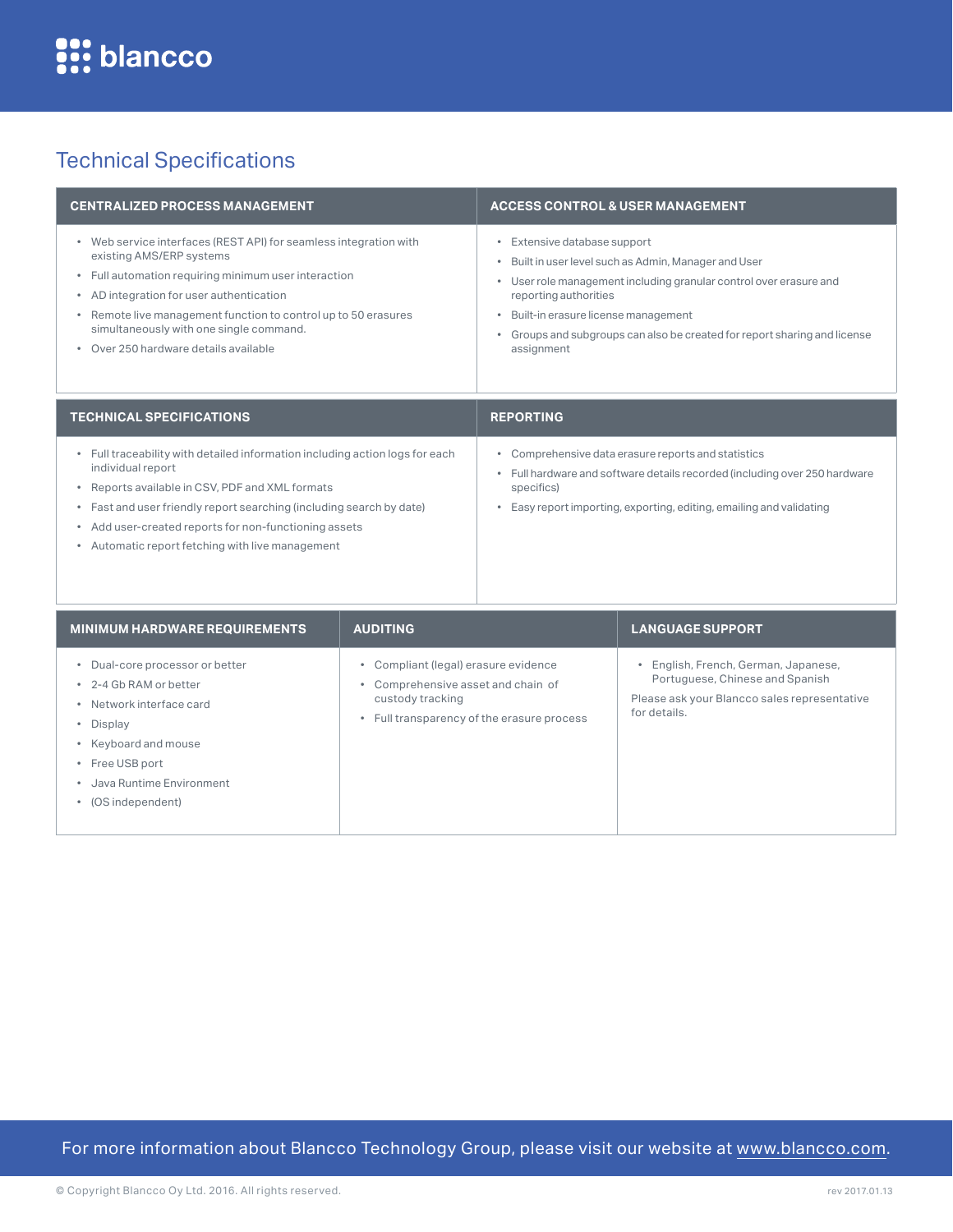blancco

# Technical Specifications

### CENTRALIZED PROCESS MANAGEMENT

- Web service interfaces (REST API) for seamless integration with existing AMS/ERP systems
- Full automation requiring minimum user interaction
- AD integration for user authentication
- Remote live management function to control up to 50 erasures simultaneously with one single command.
- Over 250 hardware details available

### ACCESS CONTROL & USER MANAGEMENT

- Extensive database support
- Built in user level such as Admin, Manager and User
- User role management including granular control over erasure and reporting authorities
- Built-in erasure license management
- Groups and subgroups can also be created for report sharing and license assignment

### TECHNICAL SPECIFICATIONS

- Full traceability with detailed information including action logs for each individual report
- Reports available in CSV, PDF and XML formats
- Fast and user friendly report searching (including search by date)
- Add user-created reports for non-functioning assets
- Automatic report fetching with live management

### REPORTING

- Comprehensive data erasure reports and statistics
- Full hardware and software details recorded (including over 250 hardware specifics)
- Easy report importing, exporting, editing, emailing and validating

### MINIMUM HARDWARE REQUIREMENTS

- Dual-core processor or better
- 2-4 Gb RAM or better
- Network interface card
- Display
- Keyboard and mouse
- Free USB port
- Java Runtime Environment
- (OS independent)

### AUDITING

- Compliant (legal) erasure evidence
- Comprehensive asset and chain of custody tracking
- Full transparency of the erasure process

### LANGUAGE SUPPORT

- English, French, German, Japanese, Portuguese, Chinese and Spanish

Please ask your Blancco sales representative for details.

For more information about Blancco Technology Group, please visit our website at www.blancco.com.

© Copyright Blancco Oy Ltd. 2016. All rights reserved.

rev 2017.01.13